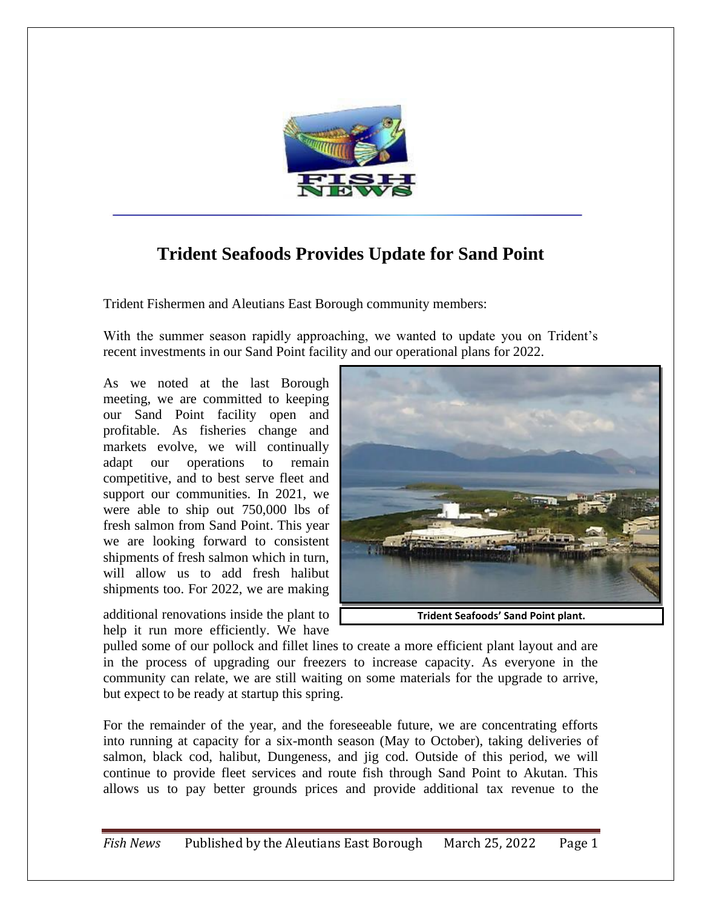# Trident Seafoods Provides Update for Sand Point

Trident Fishermen and Aleutians East Borough community members:

With the summer season rapidly approaching, we wanted to update you on Trident's recent investments in our Sand Point facility and our operational plans for 2022.

As we noted at the last Borough meeting, we are committed to keeping our Sand Point facility open and profitable. As fisheries change and markets evolve, we will continually adapt our operations to remain competitive, and to best serve fleet and support our communities. In 2021, we were able to ship out 750,000 lbs of fresh salmon from Sand Point. This year we are looking forward to consistent shipments of fresh salmon which in turn, will allow us to add fresh halibut shipments too. For 2022, we are making additional renovations inside the plant to help it run more efficiently. We have pulled some of our pollock and fillet lines to create a more efficient plant layout and are in the process of upgrading our freezers to increase capacity. As everyone in the community can relate, we are still waiting on some materials for the upgrade to arrive, but expect to be ready at startup this spring.

**Trident Seafoods' Sand Point plant.**

For the remainder of the year, and the foreseeable future, we are concentrating efforts into running at capacity for a six-month season (May to October), taking deliveries of salmon, black cod, halibut, Dungeness, and jig cod. Outside of this period, we will continue to provide fleet services and route fish through Sand Point to Akutan. This allows us to pay better grounds prices and provide additional tax revenue to the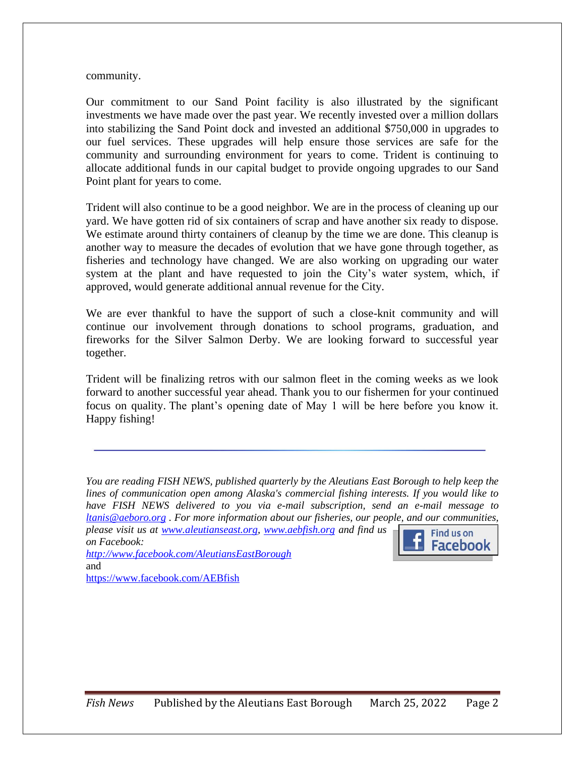community.

Our commitment to our Sand Point facility is also illustrated by the significant investments we have made over the past year. We recently invested over a million dollars into stabilizing the Sand Point dock and invested an additional $750,000 in upgrades to our fuel services. These upgrades will help ensure those services are safe for the community and surrounding environment for years to come. Trident is continuing to allocate additional funds in our capital budget to provide ongoing upgrades to our Sand Point plant for years to come.

Trident will also continue to be a good neighbor. We are in the process of cleaning up our yard. We have gotten rid of six containers of scrap and have another six ready to dispose. We estimate around thirty containers of cleanup by the time we are done. This cleanup is another way to measure the decades of evolution that we have gone through together, as fisheries and technology have changed. We are also working on upgrading our water system at the plant and have requested to join the City's water system, which, if approved, would generate additional annual revenue for the City.

We are ever thankful to have the support of such a close-knit community and will continue our involvement through donations to school programs, graduation, and fireworks for the Silver Salmon Derby. We are looking forward to successful year together.

Trident will be finalizing retros with our salmon fleet in the coming weeks as we look forward to another successful year ahead. Thank you to our fishermen for your continued focus on quality. The plant's opening date of May 1 will be here before you know it. Happy fishing!

---

*You are reading FISH NEWS, published quarterly by the Aleutians East Borough to help keep the lines of communication open among Alaska's commercial fishing interests. If you would like to have FISH NEWS delivered to you via e-mail subscription, send an e-mail message to [ltanis@aeboro.org](mailto:ltanis@aeboro.org) . For more information about our fisheries, our people, and our communities, please visit us at [www.aleutianseast.org](http://www.aleutianseast.org), [www.aebfish.org](http://www.aebfish.org) and find us on Facebook:*
*<http://www.facebook.com/AleutiansEastBorough>*
and
<https://www.facebook.com/AEBfish>

Find us on Facebook